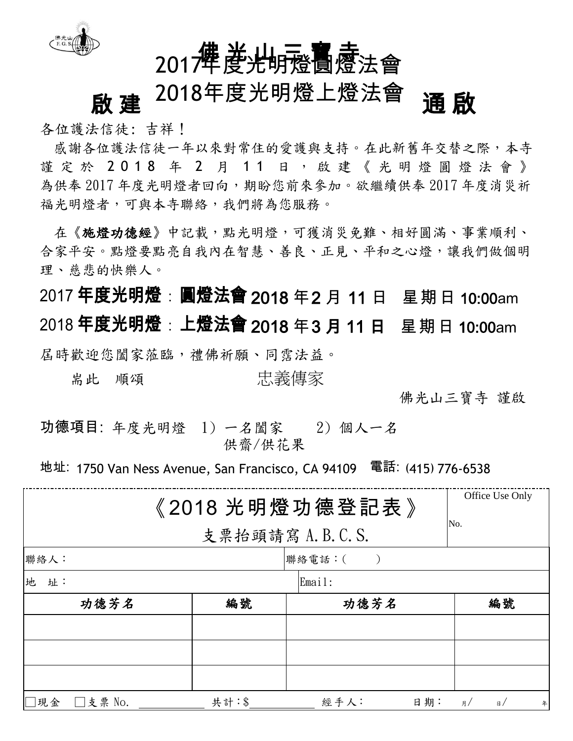# 佛光山三寶寺

# 啟建 2017年度光明燈圓燈法會 2018年度光明燈上燈法會 通啟

各位護法信徒：吉祥！

感謝各位護法信徒一年以來對常住的愛護與支持。在此新舊年交替之際，本寺謹定於 2018 年 2 月 11 日，啟建《光明燈圓燈法會》為供奉 2017 年度光明燈者回向，期盼您前來參加。欲繼續供奉 2017 年度消災祈福光明燈者，可與本寺聯絡，我們將為您服務。

在《**施燈功德經**》中記載，點光明燈，可獲消災免難、相好圓滿、事業順利、合家平安。點燈要點亮自我內在智慧、善良、正見、平和之心燈，讓我們做個明理、慈悲的快樂人。

**2017 年度光明燈：圓燈法會 2018 年 2 月 11 日　星期日 10:00am**

**2018 年度光明燈：上燈法會 2018 年 3 月 11 日　星期日 10:00am**

屆時歡迎您闔家蒞臨，禮佛祈願、同霑法益。

耑此　順頌

忠義傳家

佛光山三寶寺 謹啟

**功德項目**：年度光明燈　1）一名闔家　　2）個人一名
供齋/供花果

**地址**：1750 Van Ness Avenue, San Francisco, CA 94109　**電話**：(415) 776-6538

## 《2018 光明燈功德登記表》

支票抬頭請寫 A.B.C.S.

Office Use Only
No.

| 聯絡人： | | 聯絡電話：(　　) | |
|---|---|---|---|
| 地　址： | | Email: | |
| **功德芳名** | **編號** | **功德芳名** | **編號** |
| | | | |
| | | | |
| | | | |

□現金　□支票 No. ________　共計：$________　經手人：　　日期：　月/　日/　年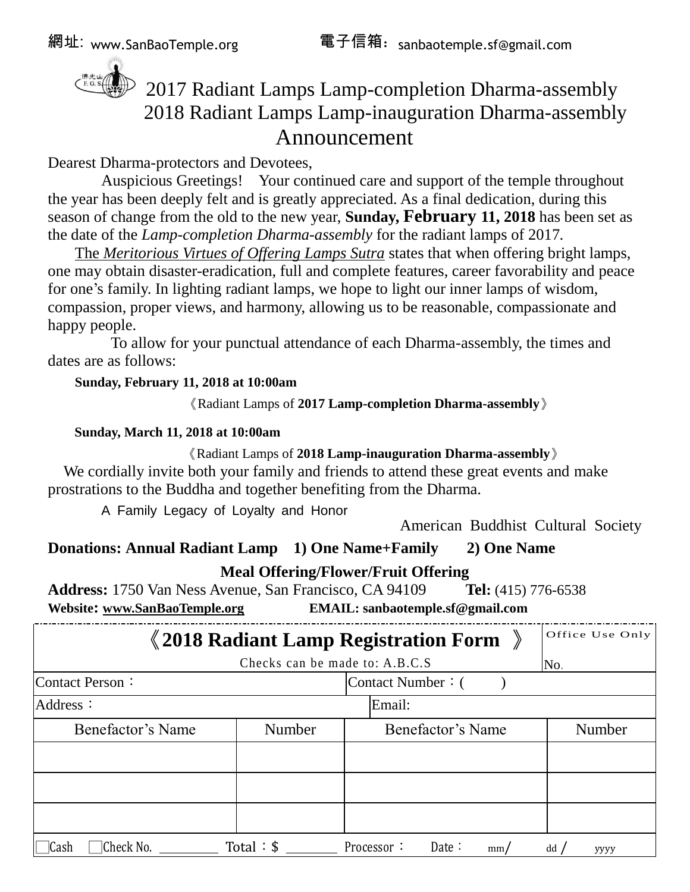網址: www.SanBaoTemple.org 電子信箱：sanbaotemple.sf@gmail.com

# 2017 Radiant Lamps Lamp-completion Dharma-assembly
# 2018 Radiant Lamps Lamp-inauguration Dharma-assembly
# Announcement

Dearest Dharma-protectors and Devotees,

Auspicious Greetings! Your continued care and support of the temple throughout the year has been deeply felt and is greatly appreciated. As a final dedication, during this season of change from the old to the new year, **Sunday, February 11, 2018** has been set as the date of the *Lamp-completion Dharma-assembly* for the radiant lamps of 2017.

The *Meritorious Virtues of Offering Lamps Sutra* states that when offering bright lamps, one may obtain disaster-eradication, full and complete features, career favorability and peace for one's family. In lighting radiant lamps, we hope to light our inner lamps of wisdom, compassion, proper views, and harmony, allowing us to be reasonable, compassionate and happy people.

To allow for your punctual attendance of each Dharma-assembly, the times and dates are as follows:

**Sunday, February 11, 2018 at 10:00am**

《Radiant Lamps of **2017 Lamp-completion Dharma-assembly**》

**Sunday, March 11, 2018 at 10:00am**

《Radiant Lamps of **2018 Lamp-inauguration Dharma-assembly**》

We cordially invite both your family and friends to attend these great events and make prostrations to the Buddha and together benefiting from the Dharma.

A Family Legacy of Loyalty and Honor

American Buddhist Cultural Society

**Donations: Annual Radiant Lamp 1) One Name+Family 2) One Name**

**Meal Offering/Flower/Fruit Offering**

**Address:** 1750 Van Ness Avenue, San Francisco, CA 94109 **Tel:** (415) 776-6538

**Website: www.SanBaoTemple.org** **EMAIL: sanbaotemple.sf@gmail.com**

## 《2018 Radiant Lamp Registration Form》

Checks can be made to: A.B.C.S

Office Use Only
No.

| | | | |
|---|---|---|---|
| Contact Person： | | Contact Number：( ) | |
| Address： | | Email: | |
| Benefactor's Name | Number | Benefactor's Name | Number |
| | | | |
| | | | |
| | | | |

☐Cash ☐Check No. ________ Total：$ ________ Processor： Date： mm/ dd / yyyy